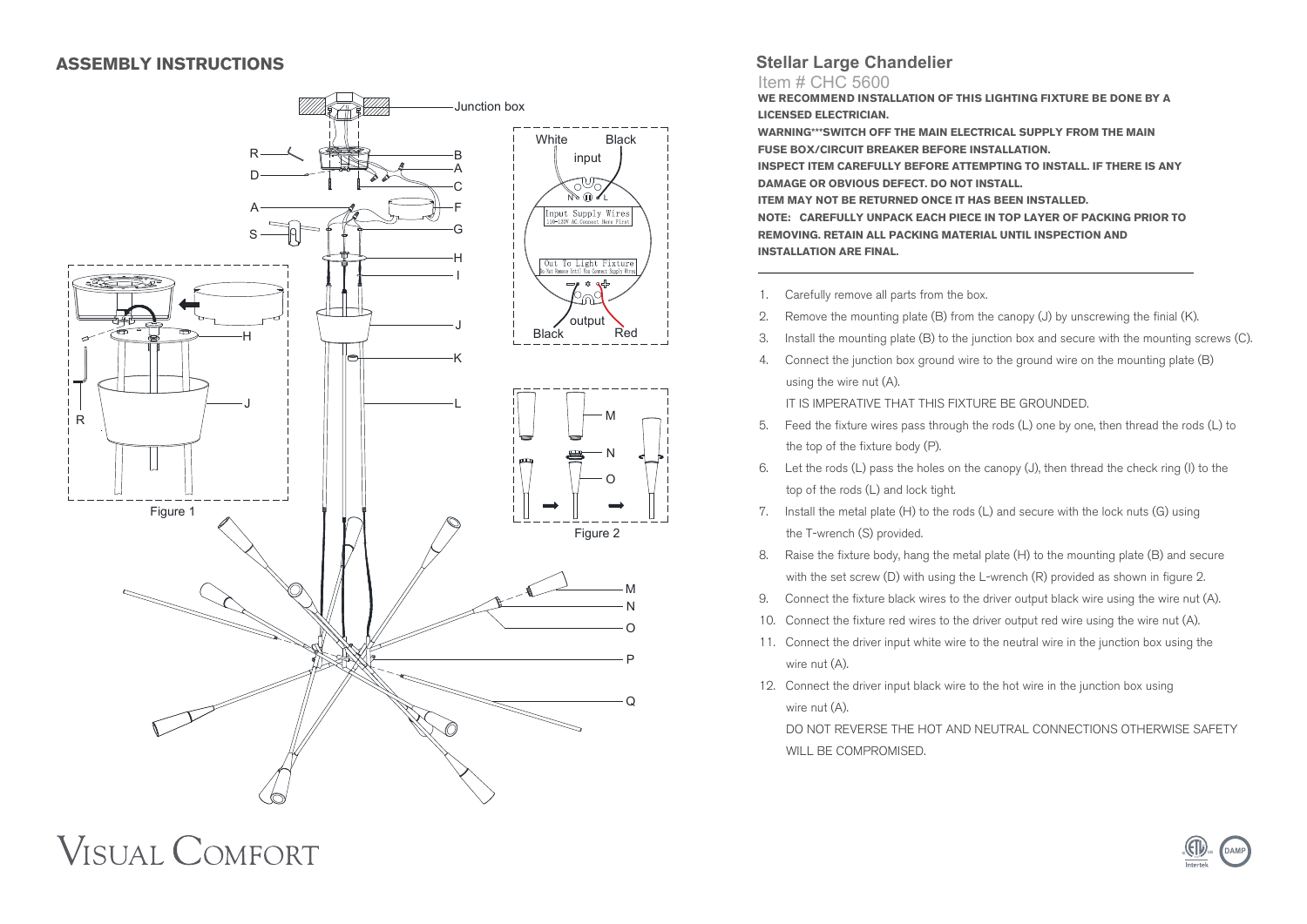## ASSEMBLY INSTRUCTIONS

Figure 1

Figure 2

## Stellar Large Chandelier

Item # CHC 5600

**WE RECOMMEND INSTALLATION OF THIS LIGHTING FIXTURE BE DONE BY A LICENSED ELECTRICIAN.**

**WARNING***SWITCH OFF THE MAIN ELECTRICAL SUPPLY FROM THE MAIN FUSE BOX/CIRCUIT BREAKER BEFORE INSTALLATION.**

**INSPECT ITEM CAREFULLY BEFORE ATTEMPTING TO INSTALL. IF THERE IS ANY DAMAGE OR OBVIOUS DEFECT. DO NOT INSTALL.**

**ITEM MAY NOT BE RETURNED ONCE IT HAS BEEN INSTALLED.**

**NOTE: CAREFULLY UNPACK EACH PIECE IN TOP LAYER OF PACKING PRIOR TO REMOVING. RETAIN ALL PACKING MATERIAL UNTIL INSPECTION AND INSTALLATION ARE FINAL.**

1. Carefully remove all parts from the box.
2. Remove the mounting plate (B) from the canopy (J) by unscrewing the finial (K).
3. Install the mounting plate (B) to the junction box and secure with the mounting screws (C).
4. Connect the junction box ground wire to the ground wire on the mounting plate (B) using the wire nut (A).

   IT IS IMPERATIVE THAT THIS FIXTURE BE GROUNDED.
5. Feed the fixture wires pass through the rods (L) one by one, then thread the rods (L) to the top of the fixture body (P).
6. Let the rods (L) pass the holes on the canopy (J), then thread the check ring (I) to the top of the rods (L) and lock tight.
7. Install the metal plate (H) to the rods (L) and secure with the lock nuts (G) using the T-wrench (S) provided.
8. Raise the fixture body, hang the metal plate (H) to the mounting plate (B) and secure with the set screw (D) with using the L-wrench (R) provided as shown in figure 2.
9. Connect the fixture black wires to the driver output black wire using the wire nut (A).
10. Connect the fixture red wires to the driver output red wire using the wire nut (A).
11. Connect the driver input white wire to the neutral wire in the junction box using the wire nut (A).
12. Connect the driver input black wire to the hot wire in the junction box using wire nut (A).

    DO NOT REVERSE THE HOT AND NEUTRAL CONNECTIONS OTHERWISE SAFETY WILL BE COMPROMISED.

VISUAL COMFORT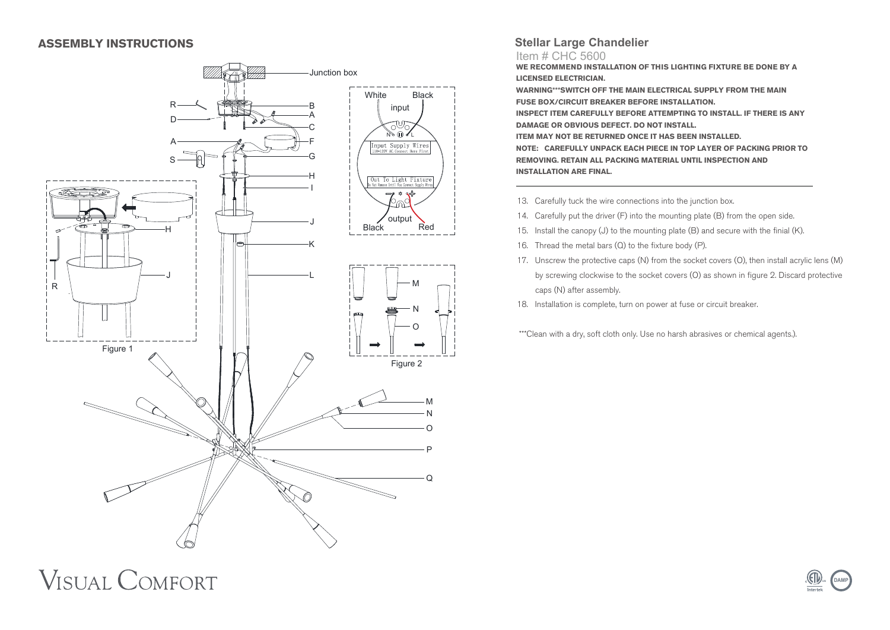## ASSEMBLY INSTRUCTIONS

Junction box

R
D
A
S
B
A
C
F
G
H
I
J
K
L

H
J
R
Figure 1

White
Black
input
N
L
Input Supply Wires
110-120V AC Connect Here First
Out To Light Fixture
Do Not Remove Until You Connect Supply Wires
output
Black
Red

M
N
O
Figure 2

M
N
O
P
Q

## Stellar Large Chandelier

Item # CHC 5600

**WE RECOMMEND INSTALLATION OF THIS LIGHTING FIXTURE BE DONE BY A LICENSED ELECTRICIAN.**

**WARNING***SWITCH OFF THE MAIN ELECTRICAL SUPPLY FROM THE MAIN FUSE BOX/CIRCUIT BREAKER BEFORE INSTALLATION.**

**INSPECT ITEM CAREFULLY BEFORE ATTEMPTING TO INSTALL. IF THERE IS ANY DAMAGE OR OBVIOUS DEFECT. DO NOT INSTALL.**

**ITEM MAY NOT BE RETURNED ONCE IT HAS BEEN INSTALLED.**

**NOTE: CAREFULLY UNPACK EACH PIECE IN TOP LAYER OF PACKING PRIOR TO REMOVING. RETAIN ALL PACKING MATERIAL UNTIL INSPECTION AND INSTALLATION ARE FINAL.**

13. Carefully tuck the wire connections into the junction box.
14. Carefully put the driver (F) into the mounting plate (B) from the open side.
15. Install the canopy (J) to the mounting plate (B) and secure with the finial (K).
16. Thread the metal bars (Q) to the fixture body (P).
17. Unscrew the protective caps (N) from the socket covers (O), then install acrylic lens (M) by screwing clockwise to the socket covers (O) as shown in figure 2. Discard protective caps (N) after assembly.
18. Installation is complete, turn on power at fuse or circuit breaker.

***Clean with a dry, soft cloth only. Use no harsh abrasives or chemical agents.).

VISUAL COMFORT

Intertek
DAMP